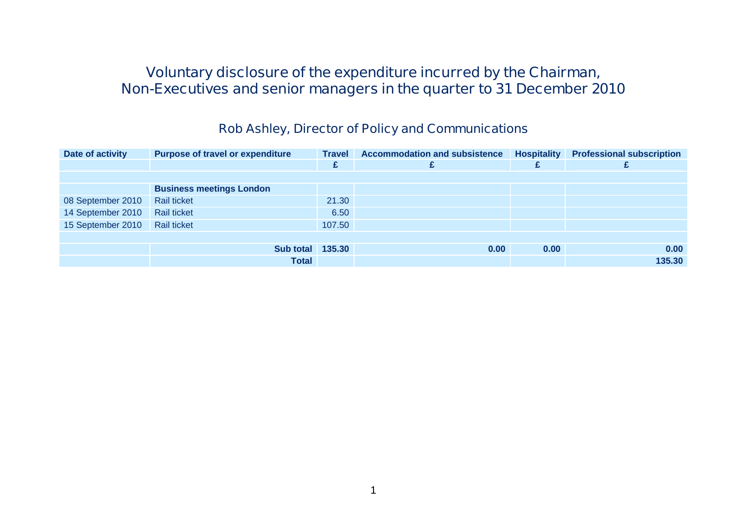# Voluntary disclosure of the expenditure incurred by the Chairman, Non-Executives and senior managers in the quarter to 31 December 2010

## Rob Ashley, Director of Policy and Communications

| Date of activity | Purpose of travel or expenditure | Travel | Accommodation and subsistence | Hospitality | Professional subscription |
|---|---|---|---|---|---|
| | | £ | £ | £ | £ |
| | | | | | |
| | **Business meetings London** | | | | |
| 08 September 2010 | Rail ticket | 21.30 | | | |
| 14 September 2010 | Rail ticket | 6.50 | | | |
| 15 September 2010 | Rail ticket | 107.50 | | | |
| | | | | | |
| | **Sub total** | **135.30** | **0.00** | **0.00** | **0.00** |
| | **Total** | | | | **135.30** |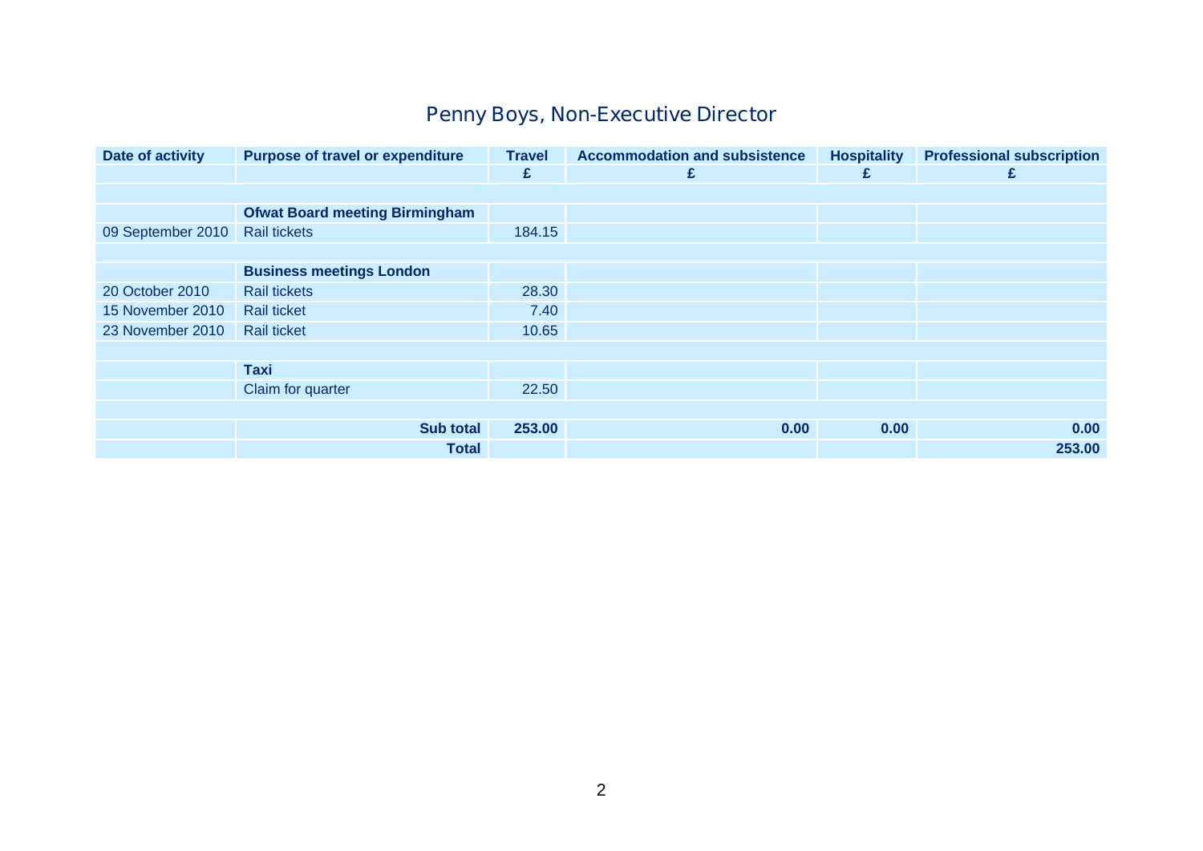## Penny Boys, Non-Executive Director

| Date of activity | Purpose of travel or expenditure | Travel | Accommodation and subsistence | Hospitality | Professional subscription |
|---|---|---|---|---|---|
| | | £ | £ | £ | £ |
| | | | | | |
| | **Ofwat Board meeting Birmingham** | | | | |
| 09 September 2010 | Rail tickets | 184.15 | | | |
| | | | | | |
| | **Business meetings London** | | | | |
| 20 October 2010 | Rail tickets | 28.30 | | | |
| 15 November 2010 | Rail ticket | 7.40 | | | |
| 23 November 2010 | Rail ticket | 10.65 | | | |
| | | | | | |
| | **Taxi** | | | | |
| | Claim for quarter | 22.50 | | | |
| | | | | | |
| | **Sub total** | **253.00** | **0.00** | **0.00** | **0.00** |
| | **Total** | | | | **253.00** |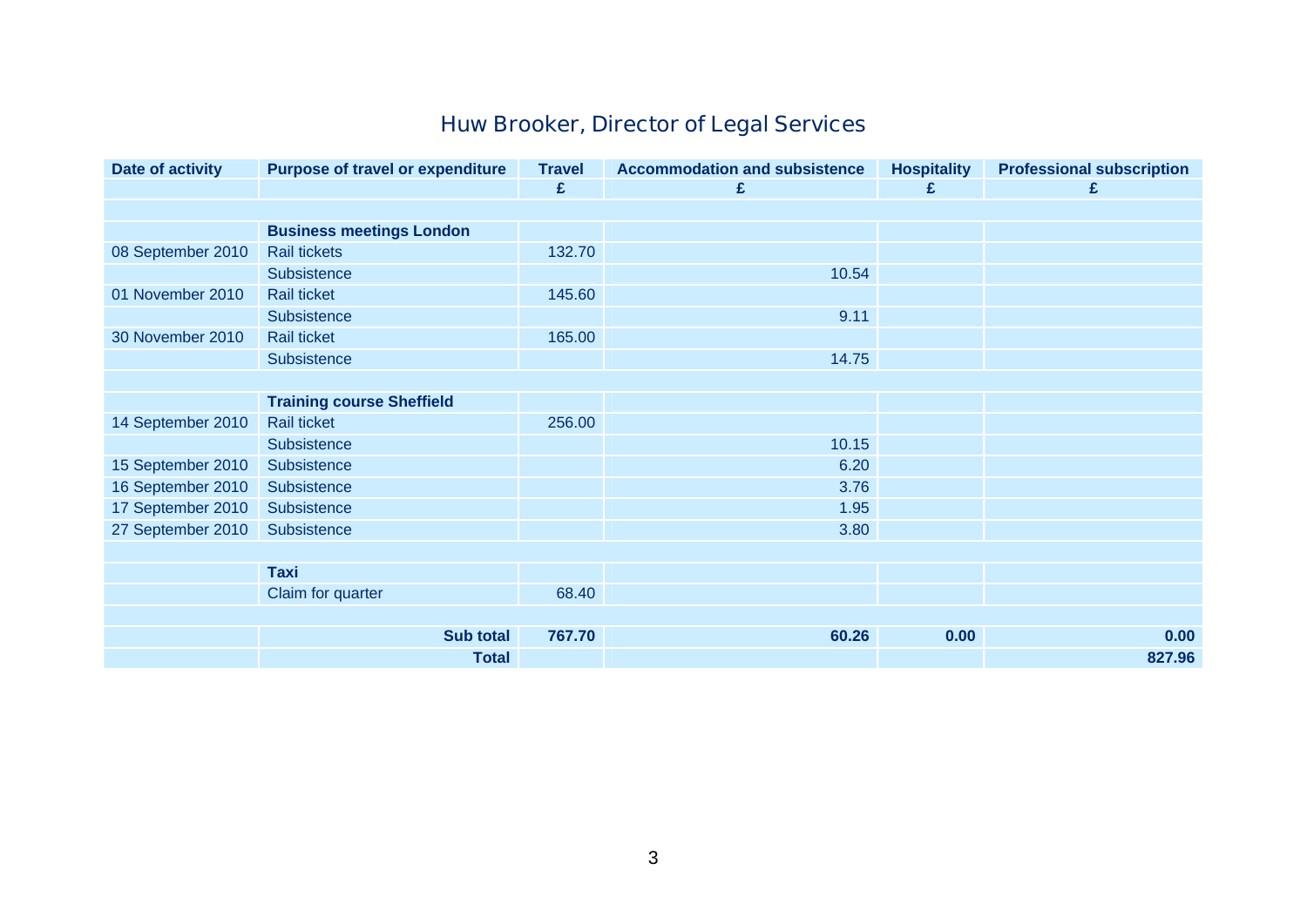## Huw Brooker, Director of Legal Services

| Date of activity | Purpose of travel or expenditure | Travel | Accommodation and subsistence | Hospitality | Professional subscription |
|---|---|---|---|---|---|
| | | £ | £ | £ | £ |
| | | | | | |
| | **Business meetings London** | | | | |
| 08 September 2010 | Rail tickets | 132.70 | | | |
| | Subsistence | | 10.54 | | |
| 01 November 2010 | Rail ticket | 145.60 | | | |
| | Subsistence | | 9.11 | | |
| 30 November 2010 | Rail ticket | 165.00 | | | |
| | Subsistence | | 14.75 | | |
| | | | | | |
| | **Training course Sheffield** | | | | |
| 14 September 2010 | Rail ticket | 256.00 | | | |
| | Subsistence | | 10.15 | | |
| 15 September 2010 | Subsistence | | 6.20 | | |
| 16 September 2010 | Subsistence | | 3.76 | | |
| 17 September 2010 | Subsistence | | 1.95 | | |
| 27 September 2010 | Subsistence | | 3.80 | | |
| | | | | | |
| | **Taxi** | | | | |
| | Claim for quarter | 68.40 | | | |
| | | | | | |
| | **Sub total** | **767.70** | **60.26** | **0.00** | **0.00** |
| | **Total** | | | | **827.96** |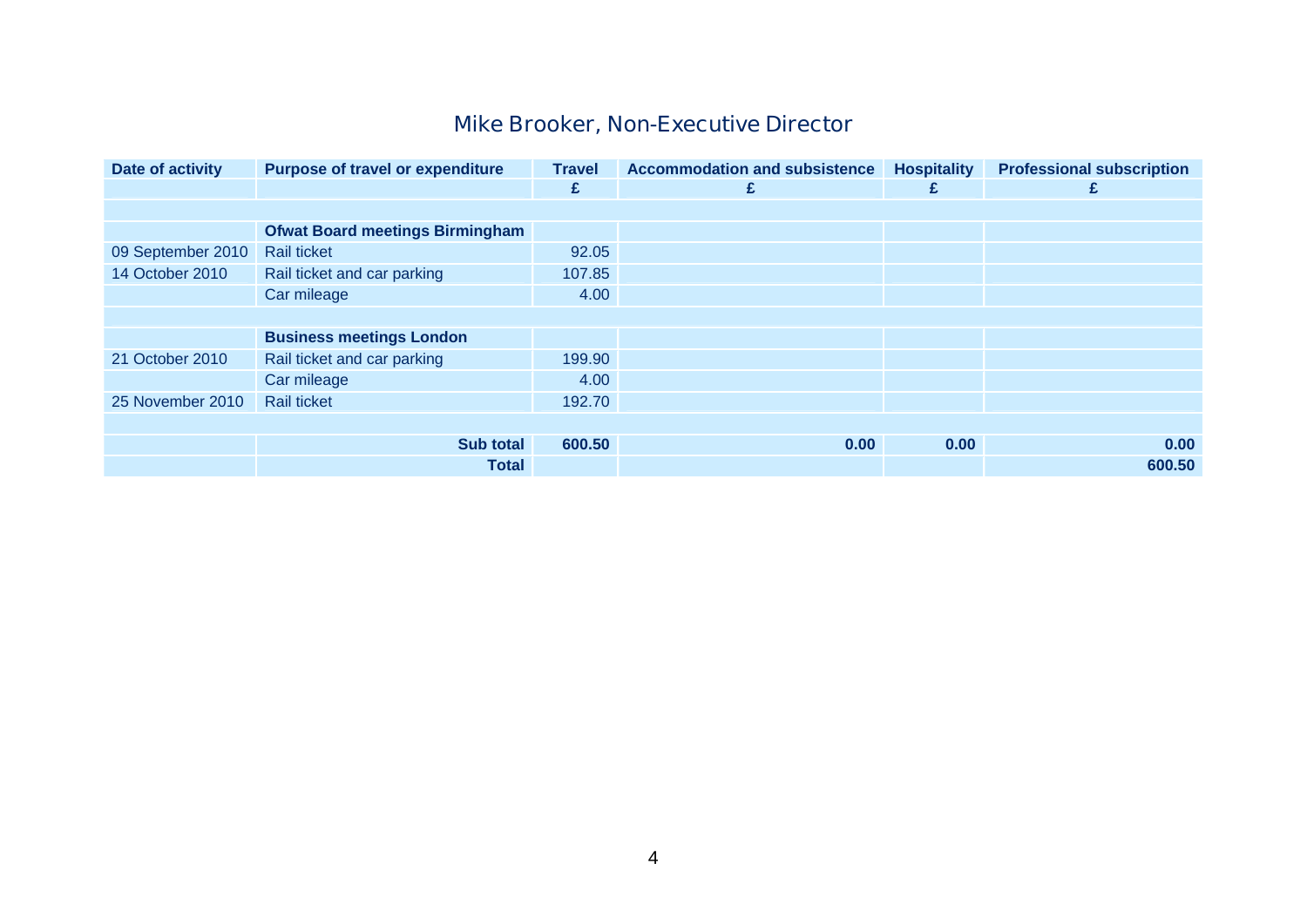## Mike Brooker, Non-Executive Director

| Date of activity | Purpose of travel or expenditure | Travel | Accommodation and subsistence | Hospitality | Professional subscription |
|---|---|---|---|---|---|
| | | £ | £ | £ | £ |
| | | | | | |
| | **Ofwat Board meetings Birmingham** | | | | |
| 09 September 2010 | Rail ticket | 92.05 | | | |
| 14 October 2010 | Rail ticket and car parking | 107.85 | | | |
| | Car mileage | 4.00 | | | |
| | | | | | |
| | **Business meetings London** | | | | |
| 21 October 2010 | Rail ticket and car parking | 199.90 | | | |
| | Car mileage | 4.00 | | | |
| 25 November 2010 | Rail ticket | 192.70 | | | |
| | | | | | |
| | **Sub total** | **600.50** | **0.00** | **0.00** | **0.00** |
| | **Total** | | | | **600.50** |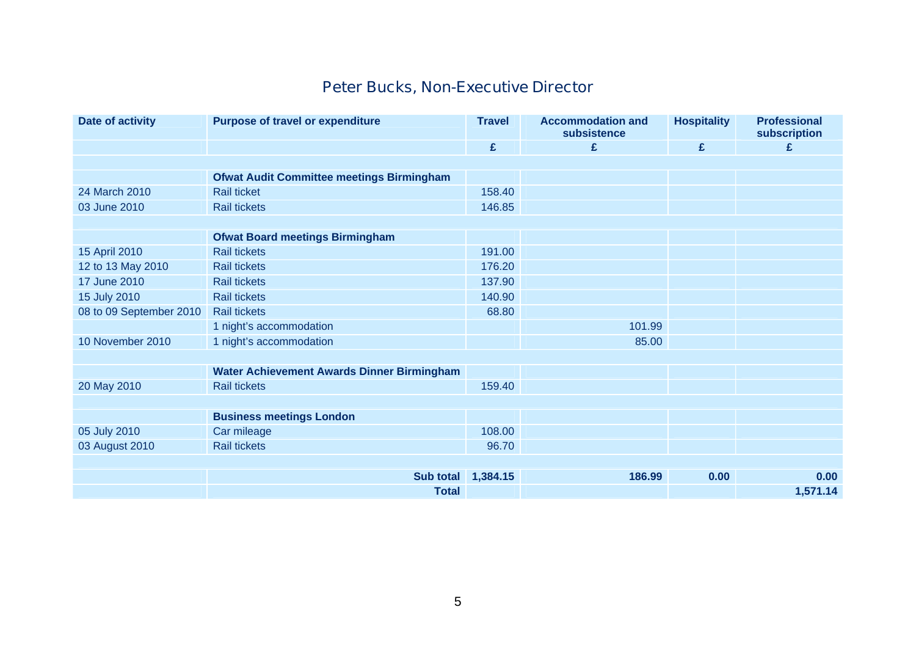## Peter Bucks, Non-Executive Director

| Date of activity | Purpose of travel or expenditure | Travel | Accommodation and subsistence | Hospitality | Professional subscription |
|---|---|---|---|---|---|
| | | £ | £ | £ | £ |
| | | | | | |
| | **Ofwat Audit Committee meetings Birmingham** | | | | |
| 24 March 2010 | Rail ticket | 158.40 | | | |
| 03 June 2010 | Rail tickets | 146.85 | | | |
| | | | | | |
| | **Ofwat Board meetings Birmingham** | | | | |
| 15 April 2010 | Rail tickets | 191.00 | | | |
| 12 to 13 May 2010 | Rail tickets | 176.20 | | | |
| 17 June 2010 | Rail tickets | 137.90 | | | |
| 15 July 2010 | Rail tickets | 140.90 | | | |
| 08 to 09 September 2010 | Rail tickets | 68.80 | | | |
| | 1 night's accommodation | | 101.99 | | |
| 10 November 2010 | 1 night's accommodation | | 85.00 | | |
| | | | | | |
| | **Water Achievement Awards Dinner Birmingham** | | | | |
| 20 May 2010 | Rail tickets | 159.40 | | | |
| | | | | | |
| | **Business meetings London** | | | | |
| 05 July 2010 | Car mileage | 108.00 | | | |
| 03 August 2010 | Rail tickets | 96.70 | | | |
| | | | | | |
| | **Sub total** | **1,384.15** | **186.99** | **0.00** | **0.00** |
| | **Total** | | | | **1,571.14** |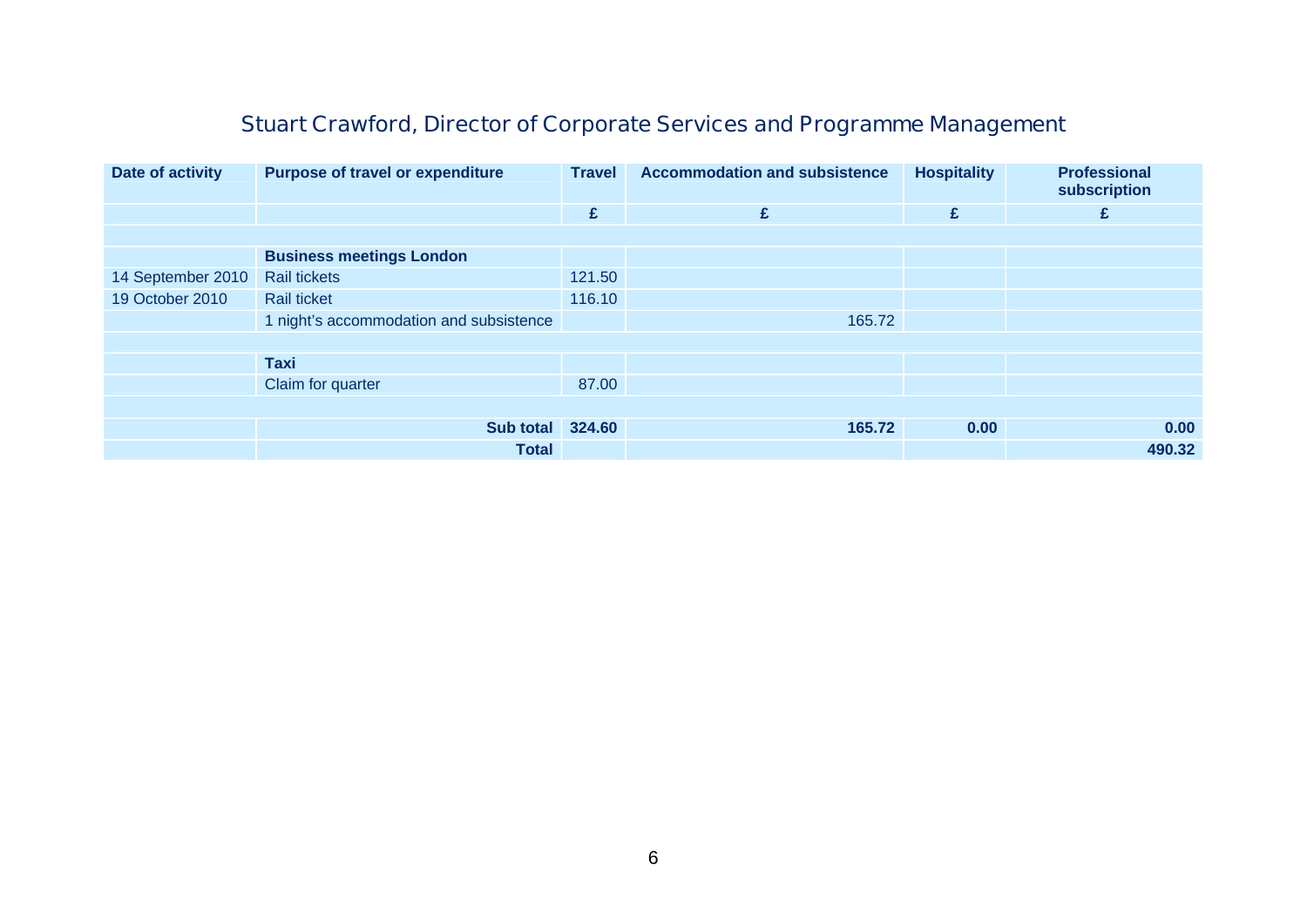## Stuart Crawford, Director of Corporate Services and Programme Management

| Date of activity | Purpose of travel or expenditure | Travel | Accommodation and subsistence | Hospitality | Professional subscription |
|---|---|---|---|---|---|
| | | £ | £ | £ | £ |
| | | | | | |
| | **Business meetings London** | | | | |
| 14 September 2010 | Rail tickets | 121.50 | | | |
| 19 October 2010 | Rail ticket | 116.10 | | | |
| | 1 night's accommodation and subsistence | | 165.72 | | |
| | | | | | |
| | **Taxi** | | | | |
| | Claim for quarter | 87.00 | | | |
| | | | | | |
| | **Sub total** | **324.60** | **165.72** | **0.00** | **0.00** |
| | **Total** | | | | **490.32** |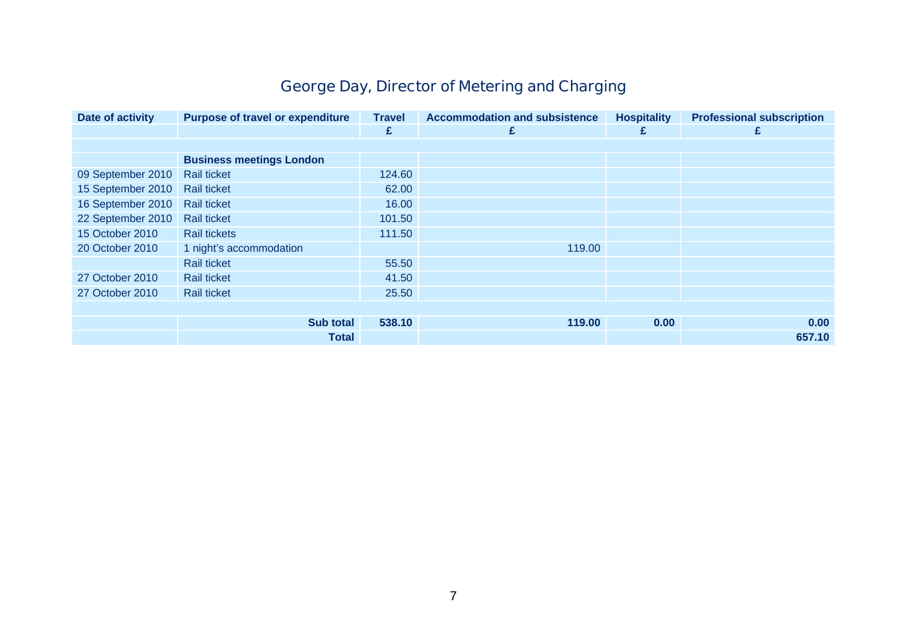# George Day, Director of Metering and Charging

| Date of activity | Purpose of travel or expenditure | Travel | Accommodation and subsistence | Hospitality | Professional subscription |
|---|---|---|---|---|---|
| | | £ | £ | £ | £ |
| | | | | | |
| | **Business meetings London** | | | | |
| 09 September 2010 | Rail ticket | 124.60 | | | |
| 15 September 2010 | Rail ticket | 62.00 | | | |
| 16 September 2010 | Rail ticket | 16.00 | | | |
| 22 September 2010 | Rail ticket | 101.50 | | | |
| 15 October 2010 | Rail tickets | 111.50 | | | |
| 20 October 2010 | 1 night's accommodation | | 119.00 | | |
| | Rail ticket | 55.50 | | | |
| 27 October 2010 | Rail ticket | 41.50 | | | |
| 27 October 2010 | Rail ticket | 25.50 | | | |
| | | | | | |
| | **Sub total** | **538.10** | **119.00** | **0.00** | **0.00** |
| | **Total** | | | | **657.10** |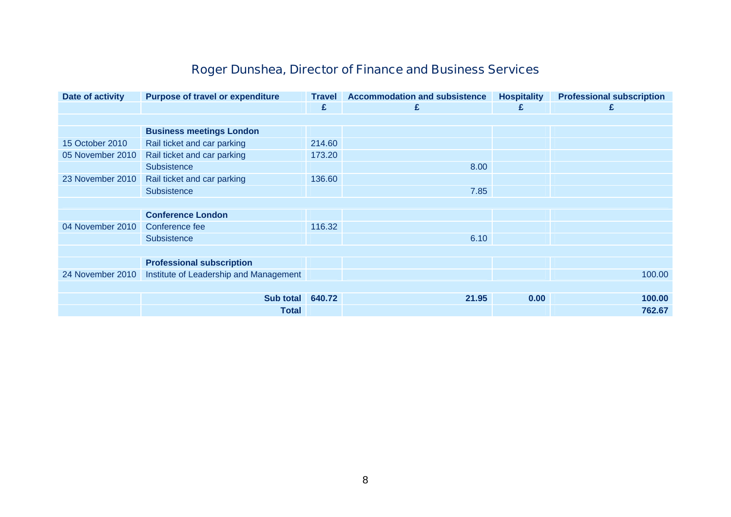# Roger Dunshea, Director of Finance and Business Services

| Date of activity | Purpose of travel or expenditure | Travel | Accommodation and subsistence | Hospitality | Professional subscription |
|---|---|---|---|---|---|
| | | £ | £ | £ | £ |
| | | | | | |
| | **Business meetings London** | | | | |
| 15 October 2010 | Rail ticket and car parking | 214.60 | | | |
| 05 November 2010 | Rail ticket and car parking | 173.20 | | | |
| | Subsistence | | 8.00 | | |
| 23 November 2010 | Rail ticket and car parking | 136.60 | | | |
| | Subsistence | | 7.85 | | |
| | | | | | |
| | **Conference London** | | | | |
| 04 November 2010 | Conference fee | 116.32 | | | |
| | Subsistence | | 6.10 | | |
| | | | | | |
| | **Professional subscription** | | | | |
| 24 November 2010 | Institute of Leadership and Management | | | | 100.00 |
| | | | | | |
| | **Sub total** | **640.72** | **21.95** | **0.00** | **100.00** |
| | **Total** | | | | **762.67** |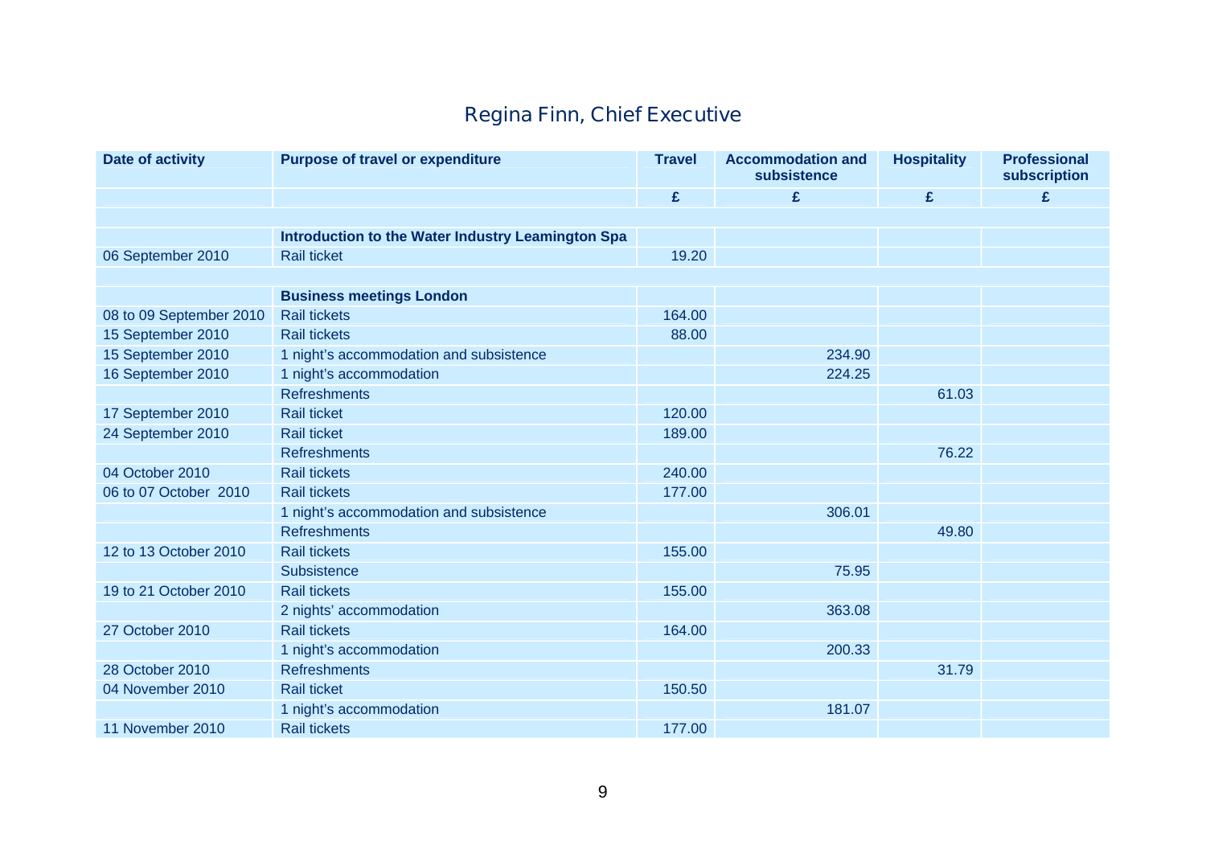## Regina Finn, Chief Executive

| Date of activity | Purpose of travel or expenditure | Travel | Accommodation and subsistence | Hospitality | Professional subscription |
|---|---|---|---|---|---|
| | | £ | £ | £ | £ |
| | | | | | |
| | **Introduction to the Water Industry Leamington Spa** | | | | |
| 06 September 2010 | Rail ticket | 19.20 | | | |
| | | | | | |
| | **Business meetings London** | | | | |
| 08 to 09 September 2010 | Rail tickets | 164.00 | | | |
| 15 September 2010 | Rail tickets | 88.00 | | | |
| 15 September 2010 | 1 night's accommodation and subsistence | | 234.90 | | |
| 16 September 2010 | 1 night's accommodation | | 224.25 | | |
| | Refreshments | | | 61.03 | |
| 17 September 2010 | Rail ticket | 120.00 | | | |
| 24 September 2010 | Rail ticket | 189.00 | | | |
| | Refreshments | | | 76.22 | |
| 04 October 2010 | Rail tickets | 240.00 | | | |
| 06 to 07 October 2010 | Rail tickets | 177.00 | | | |
| | 1 night's accommodation and subsistence | | 306.01 | | |
| | Refreshments | | | 49.80 | |
| 12 to 13 October 2010 | Rail tickets | 155.00 | | | |
| | Subsistence | | 75.95 | | |
| 19 to 21 October 2010 | Rail tickets | 155.00 | | | |
| | 2 nights' accommodation | | 363.08 | | |
| 27 October 2010 | Rail tickets | 164.00 | | | |
| | 1 night's accommodation | | 200.33 | | |
| 28 October 2010 | Refreshments | | | 31.79 | |
| 04 November 2010 | Rail ticket | 150.50 | | | |
| | 1 night's accommodation | | 181.07 | | |
| 11 November 2010 | Rail tickets | 177.00 | | | |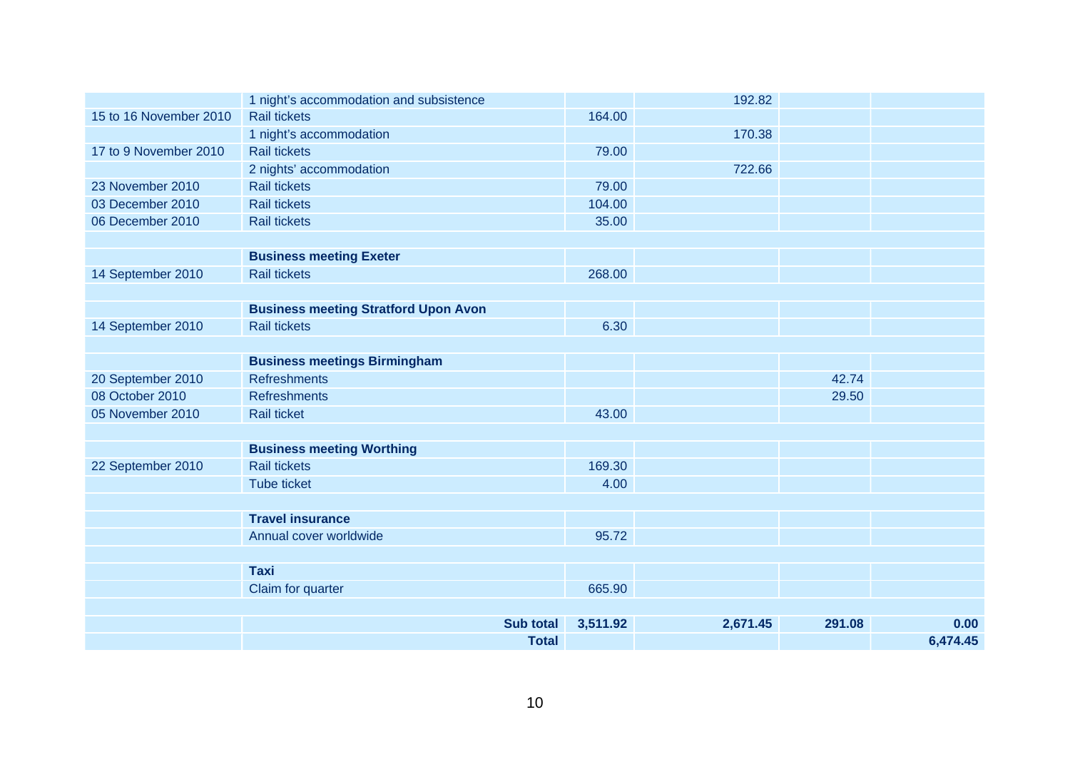| | | | | | |
|---|---|---|---|---|---|
| | 1 night's accommodation and subsistence | | 192.82 | | |
| 15 to 16 November 2010 | Rail tickets | 164.00 | | | |
| | 1 night's accommodation | | 170.38 | | |
| 17 to 9 November 2010 | Rail tickets | 79.00 | | | |
| | 2 nights' accommodation | | 722.66 | | |
| 23 November 2010 | Rail tickets | 79.00 | | | |
| 03 December 2010 | Rail tickets | 104.00 | | | |
| 06 December 2010 | Rail tickets | 35.00 | | | |
| | | | | | |
| | **Business meeting Exeter** | | | | |
| 14 September 2010 | Rail tickets | 268.00 | | | |
| | | | | | |
| | **Business meeting Stratford Upon Avon** | | | | |
| 14 September 2010 | Rail tickets | 6.30 | | | |
| | | | | | |
| | **Business meetings Birmingham** | | | | |
| 20 September 2010 | Refreshments | | | 42.74 | |
| 08 October 2010 | Refreshments | | | 29.50 | |
| 05 November 2010 | Rail ticket | 43.00 | | | |
| | | | | | |
| | **Business meeting Worthing** | | | | |
| 22 September 2010 | Rail tickets | 169.30 | | | |
| | Tube ticket | 4.00 | | | |
| | | | | | |
| | **Travel insurance** | | | | |
| | Annual cover worldwide | 95.72 | | | |
| | | | | | |
| | **Taxi** | | | | |
| | Claim for quarter | 665.90 | | | |
| | | | | | |
| | **Sub total** | **3,511.92** | **2,671.45** | **291.08** | **0.00** |
| | **Total** | | | | **6,474.45** |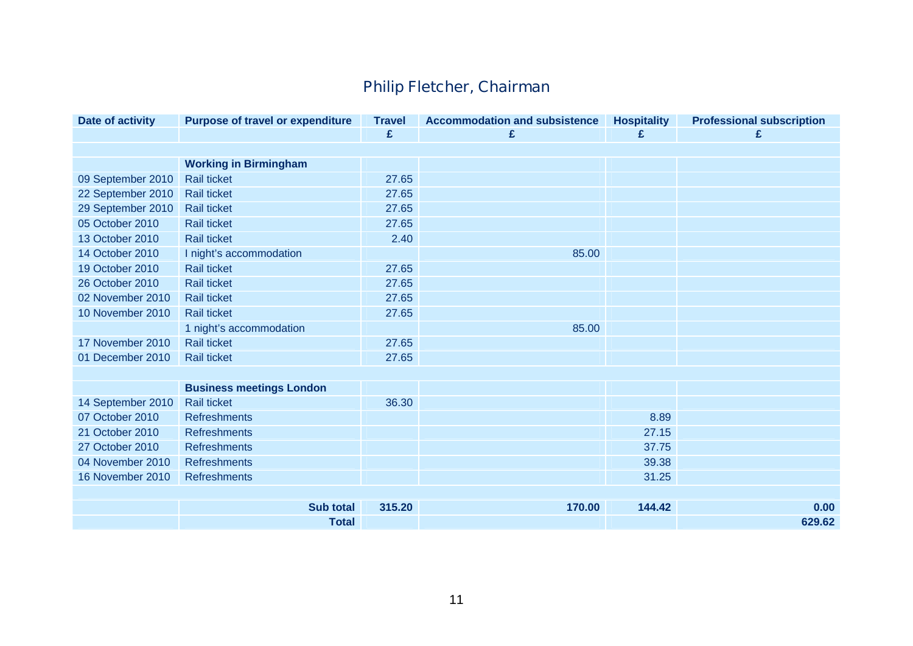## Philip Fletcher, Chairman

| Date of activity | Purpose of travel or expenditure | Travel | Accommodation and subsistence | Hospitality | Professional subscription |
|---|---|---|---|---|---|
| | | £ | £ | £ | £ |
| | | | | | |
| | **Working in Birmingham** | | | | |
| 09 September 2010 | Rail ticket | 27.65 | | | |
| 22 September 2010 | Rail ticket | 27.65 | | | |
| 29 September 2010 | Rail ticket | 27.65 | | | |
| 05 October 2010 | Rail ticket | 27.65 | | | |
| 13 October 2010 | Rail ticket | 2.40 | | | |
| 14 October 2010 | I night's accommodation | | 85.00 | | |
| 19 October 2010 | Rail ticket | 27.65 | | | |
| 26 October 2010 | Rail ticket | 27.65 | | | |
| 02 November 2010 | Rail ticket | 27.65 | | | |
| 10 November 2010 | Rail ticket | 27.65 | | | |
| | 1 night's accommodation | | 85.00 | | |
| 17 November 2010 | Rail ticket | 27.65 | | | |
| 01 December 2010 | Rail ticket | 27.65 | | | |
| | | | | | |
| | **Business meetings London** | | | | |
| 14 September 2010 | Rail ticket | 36.30 | | | |
| 07 October 2010 | Refreshments | | | 8.89 | |
| 21 October 2010 | Refreshments | | | 27.15 | |
| 27 October 2010 | Refreshments | | | 37.75 | |
| 04 November 2010 | Refreshments | | | 39.38 | |
| 16 November 2010 | Refreshments | | | 31.25 | |
| | | | | | |
| | **Sub total** | **315.20** | **170.00** | **144.42** | **0.00** |
| | **Total** | | | | **629.62** |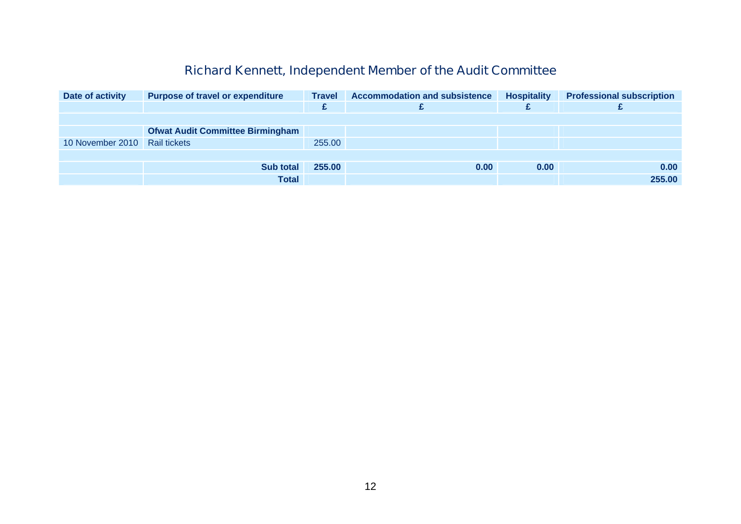## Richard Kennett, Independent Member of the Audit Committee

| Date of activity | Purpose of travel or expenditure | Travel | Accommodation and subsistence | Hospitality | Professional subscription |
|---|---|---|---|---|---|
| | | £ | £ | £ | £ |
| | | | | | |
| | **Ofwat Audit Committee Birmingham** | | | | |
| 10 November 2010 | Rail tickets | 255.00 | | | |
| | | | | | |
| | **Sub total** | **255.00** | **0.00** | **0.00** | **0.00** |
| | **Total** | | | | **255.00** |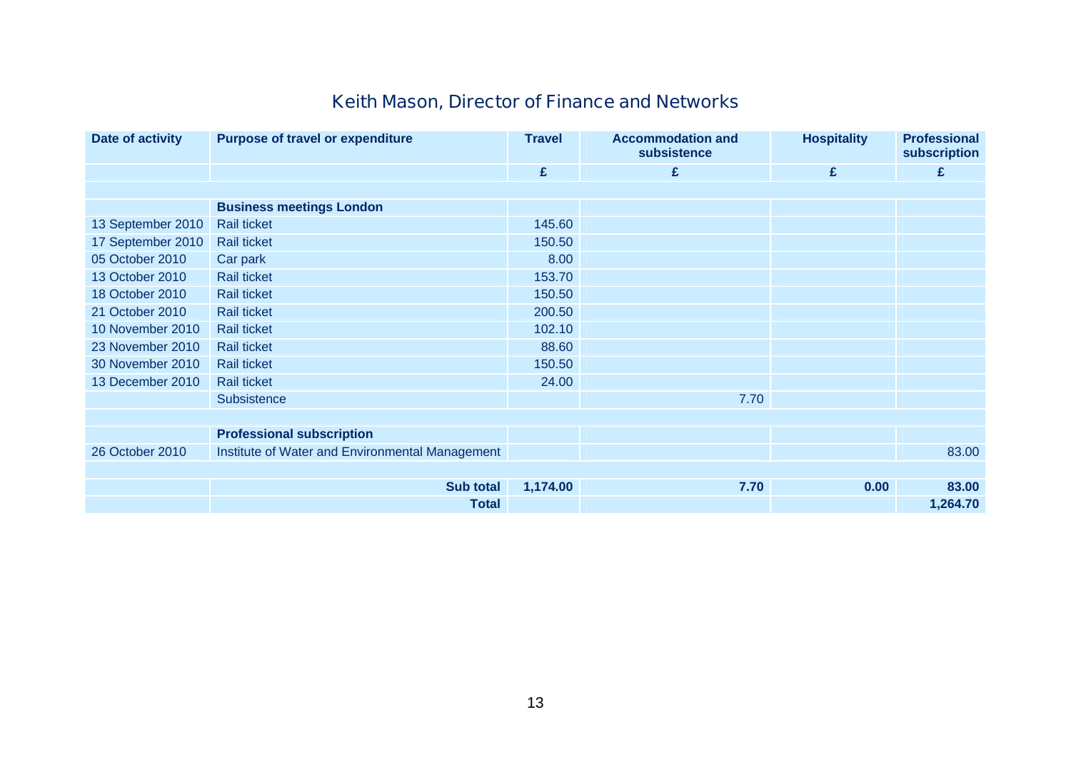## Keith Mason, Director of Finance and Networks

| Date of activity | Purpose of travel or expenditure | Travel | Accommodation and subsistence | Hospitality | Professional subscription |
|---|---|---|---|---|---|
| | | £ | £ | £ | £ |
| | | | | | |
| | **Business meetings London** | | | | |
| 13 September 2010 | Rail ticket | 145.60 | | | |
| 17 September 2010 | Rail ticket | 150.50 | | | |
| 05 October 2010 | Car park | 8.00 | | | |
| 13 October 2010 | Rail ticket | 153.70 | | | |
| 18 October 2010 | Rail ticket | 150.50 | | | |
| 21 October 2010 | Rail ticket | 200.50 | | | |
| 10 November 2010 | Rail ticket | 102.10 | | | |
| 23 November 2010 | Rail ticket | 88.60 | | | |
| 30 November 2010 | Rail ticket | 150.50 | | | |
| 13 December 2010 | Rail ticket | 24.00 | | | |
| | Subsistence | | 7.70 | | |
| | | | | | |
| | **Professional subscription** | | | | |
| 26 October 2010 | Institute of Water and Environmental Management | | | | 83.00 |
| | | | | | |
| | **Sub total** | **1,174.00** | **7.70** | **0.00** | **83.00** |
| | **Total** | | | | **1,264.70** |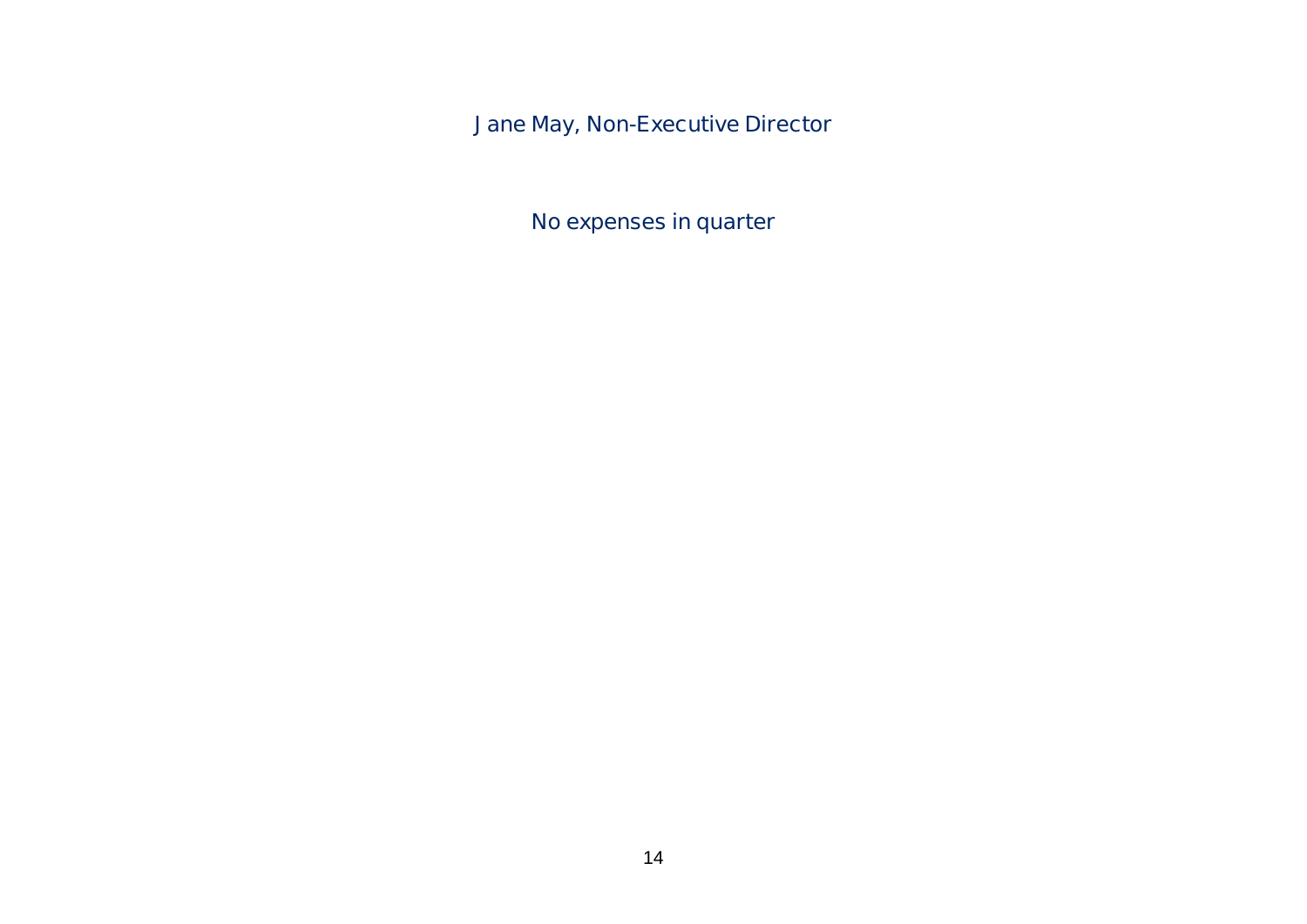Jane May, Non-Executive Director

No expenses in quarter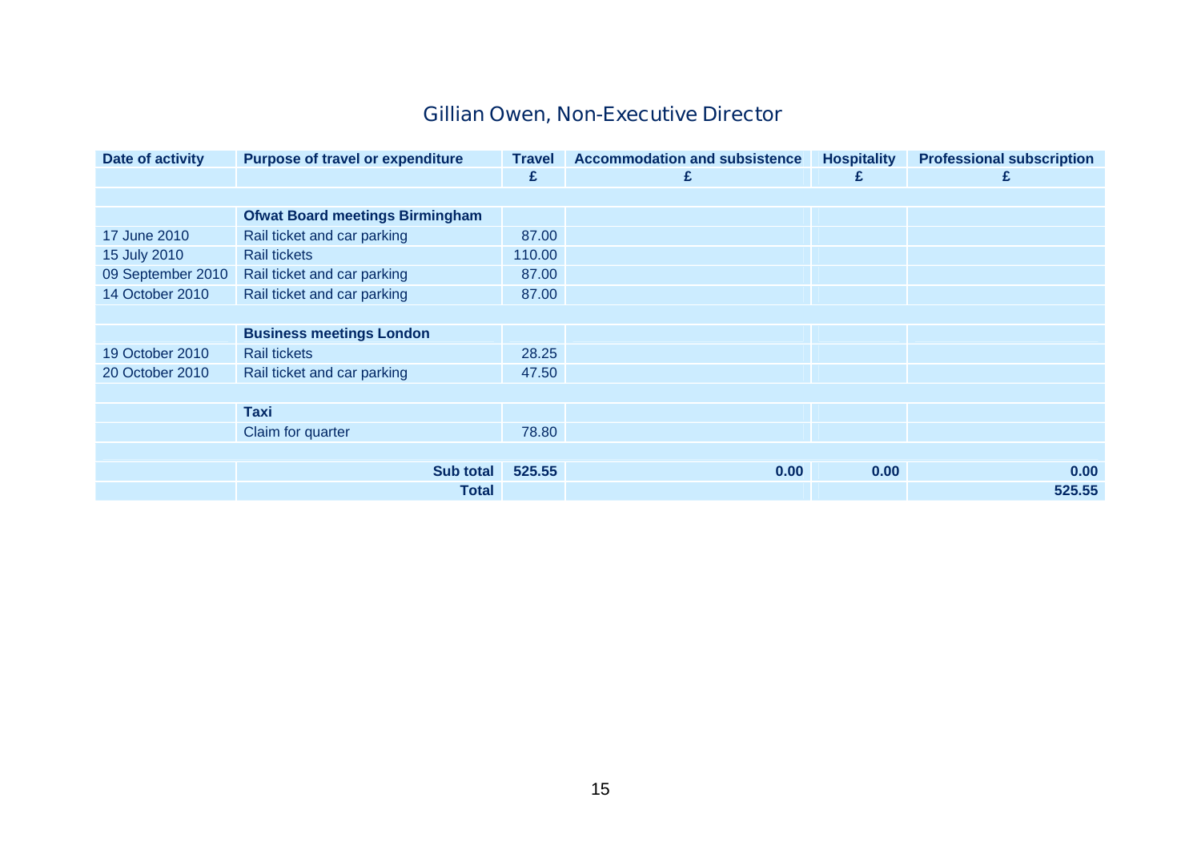## Gillian Owen, Non-Executive Director

| Date of activity | Purpose of travel or expenditure | Travel | Accommodation and subsistence | Hospitality | Professional subscription |
|---|---|---|---|---|---|
| | | £ | £ | £ | £ |
| | | | | | |
| | **Ofwat Board meetings Birmingham** | | | | |
| 17 June 2010 | Rail ticket and car parking | 87.00 | | | |
| 15 July 2010 | Rail tickets | 110.00 | | | |
| 09 September 2010 | Rail ticket and car parking | 87.00 | | | |
| 14 October 2010 | Rail ticket and car parking | 87.00 | | | |
| | | | | | |
| | **Business meetings London** | | | | |
| 19 October 2010 | Rail tickets | 28.25 | | | |
| 20 October 2010 | Rail ticket and car parking | 47.50 | | | |
| | | | | | |
| | **Taxi** | | | | |
| | Claim for quarter | 78.80 | | | |
| | | | | | |
| | **Sub total** | **525.55** | **0.00** | **0.00** | **0.00** |
| | **Total** | | | | **525.55** |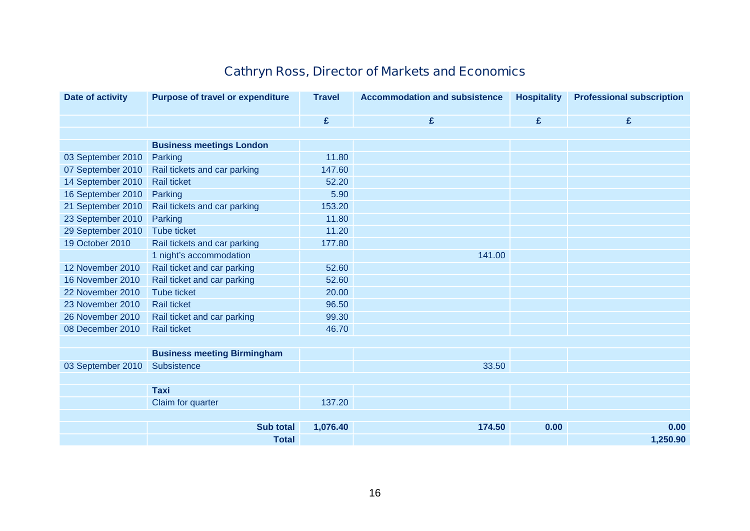## Cathryn Ross, Director of Markets and Economics

| Date of activity | Purpose of travel or expenditure | Travel | Accommodation and subsistence | Hospitality | Professional subscription |
|---|---|---|---|---|---|
| | | £ | £ | £ | £ |
| | | | | | |
| | **Business meetings London** | | | | |
| 03 September 2010 | Parking | 11.80 | | | |
| 07 September 2010 | Rail tickets and car parking | 147.60 | | | |
| 14 September 2010 | Rail ticket | 52.20 | | | |
| 16 September 2010 | Parking | 5.90 | | | |
| 21 September 2010 | Rail tickets and car parking | 153.20 | | | |
| 23 September 2010 | Parking | 11.80 | | | |
| 29 September 2010 | Tube ticket | 11.20 | | | |
| 19 October 2010 | Rail tickets and car parking | 177.80 | | | |
| | 1 night's accommodation | | 141.00 | | |
| 12 November 2010 | Rail ticket and car parking | 52.60 | | | |
| 16 November 2010 | Rail ticket and car parking | 52.60 | | | |
| 22 November 2010 | Tube ticket | 20.00 | | | |
| 23 November 2010 | Rail ticket | 96.50 | | | |
| 26 November 2010 | Rail ticket and car parking | 99.30 | | | |
| 08 December 2010 | Rail ticket | 46.70 | | | |
| | | | | | |
| | **Business meeting Birmingham** | | | | |
| 03 September 2010 | Subsistence | | 33.50 | | |
| | | | | | |
| | **Taxi** | | | | |
| | Claim for quarter | 137.20 | | | |
| | | | | | |
| | **Sub total** | **1,076.40** | **174.50** | **0.00** | **0.00** |
| | **Total** | | | | **1,250.90** |